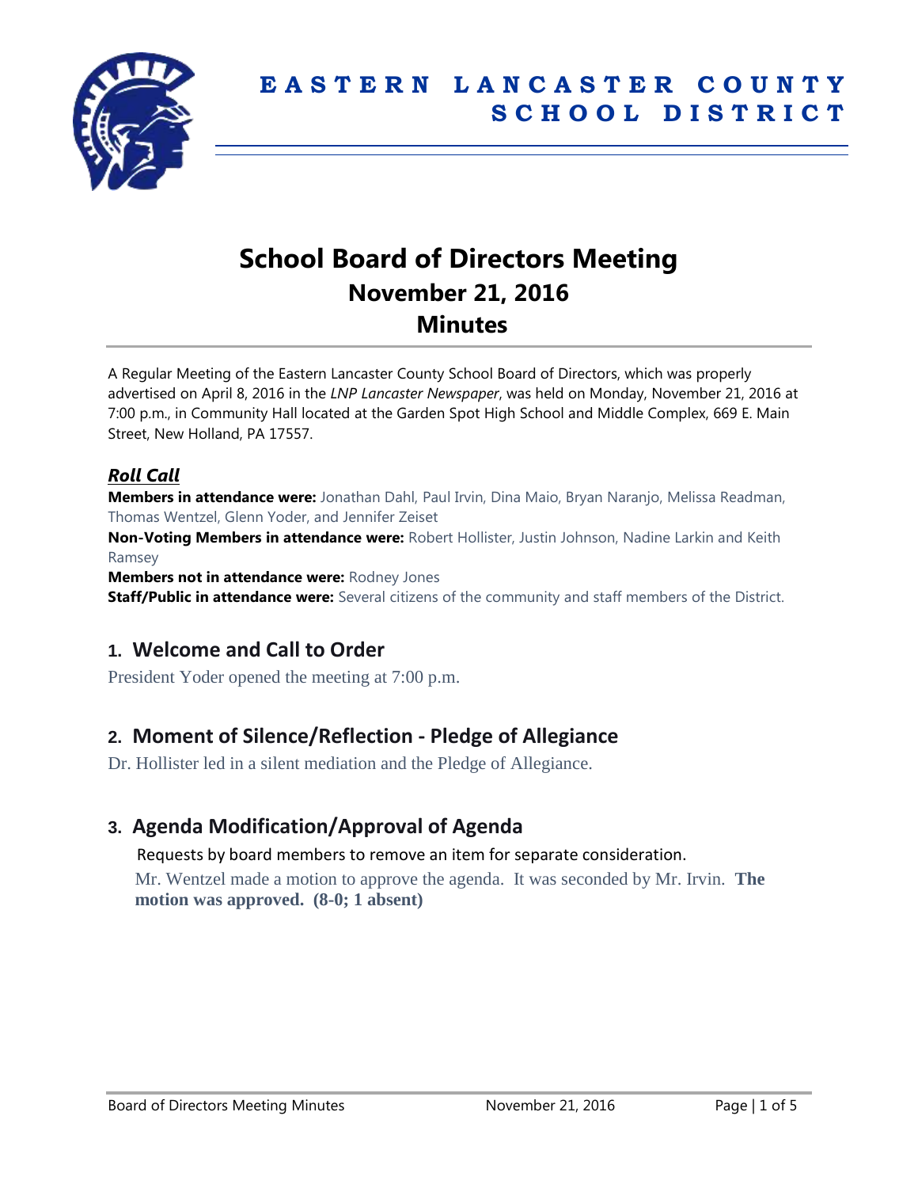# EASTERN LANCASTER COUNTY SCHOOL DISTRICT

# School Board of Directors Meeting
## November 21, 2016
## Minutes

A Regular Meeting of the Eastern Lancaster County School Board of Directors, which was properly advertised on April 8, 2016 in the *LNP Lancaster Newspaper*, was held on Monday, November 21, 2016 at 7:00 p.m., in Community Hall located at the Garden Spot High School and Middle Complex, 669 E. Main Street, New Holland, PA 17557.

### ***Roll Call***

**Members in attendance were:** Jonathan Dahl, Paul Irvin, Dina Maio, Bryan Naranjo, Melissa Readman, Thomas Wentzel, Glenn Yoder, and Jennifer Zeiset

**Non-Voting Members in attendance were:** Robert Hollister, Justin Johnson, Nadine Larkin and Keith Ramsey

**Members not in attendance were:** Rodney Jones

**Staff/Public in attendance were:** Several citizens of the community and staff members of the District.

## 1. Welcome and Call to Order

President Yoder opened the meeting at 7:00 p.m.

## 2. Moment of Silence/Reflection - Pledge of Allegiance

Dr. Hollister led in a silent mediation and the Pledge of Allegiance.

## 3. Agenda Modification/Approval of Agenda

Requests by board members to remove an item for separate consideration.

Mr. Wentzel made a motion to approve the agenda. It was seconded by Mr. Irvin. **The motion was approved. (8-0; 1 absent)**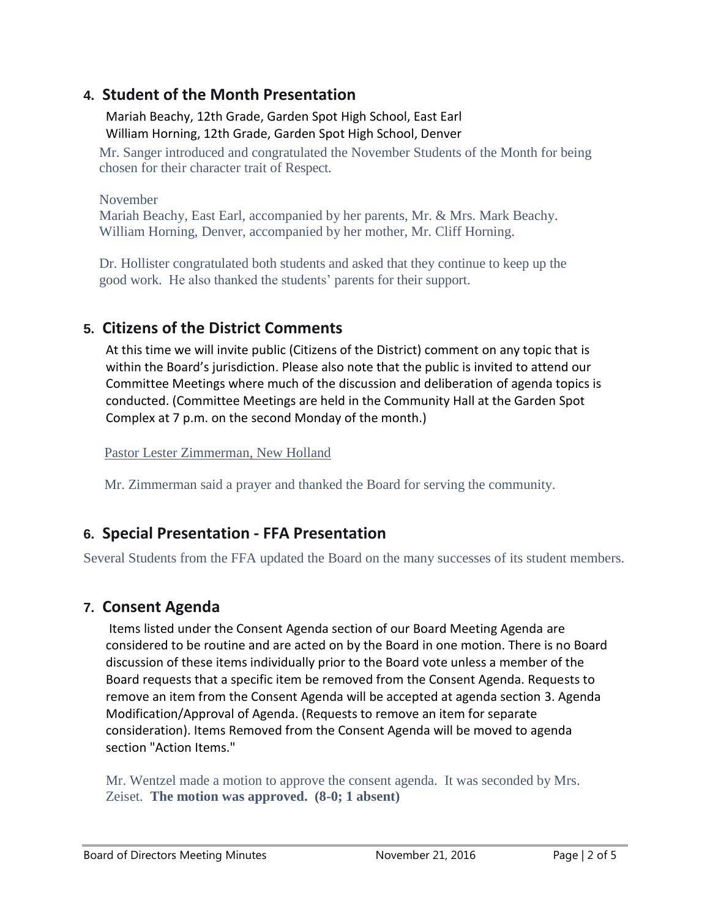## 4. Student of the Month Presentation

Mariah Beachy, 12th Grade, Garden Spot High School, East Earl
William Horning, 12th Grade, Garden Spot High School, Denver

Mr. Sanger introduced and congratulated the November Students of the Month for being chosen for their character trait of Respect.

November
Mariah Beachy, East Earl, accompanied by her parents, Mr. & Mrs. Mark Beachy.
William Horning, Denver, accompanied by her mother, Mr. Cliff Horning.

Dr. Hollister congratulated both students and asked that they continue to keep up the good work. He also thanked the students' parents for their support.

## 5. Citizens of the District Comments

At this time we will invite public (Citizens of the District) comment on any topic that is within the Board's jurisdiction. Please also note that the public is invited to attend our Committee Meetings where much of the discussion and deliberation of agenda topics is conducted. (Committee Meetings are held in the Community Hall at the Garden Spot Complex at 7 p.m. on the second Monday of the month.)

Pastor Lester Zimmerman, New Holland

Mr. Zimmerman said a prayer and thanked the Board for serving the community.

## 6. Special Presentation - FFA Presentation

Several Students from the FFA updated the Board on the many successes of its student members.

## 7. Consent Agenda

Items listed under the Consent Agenda section of our Board Meeting Agenda are considered to be routine and are acted on by the Board in one motion. There is no Board discussion of these items individually prior to the Board vote unless a member of the Board requests that a specific item be removed from the Consent Agenda. Requests to remove an item from the Consent Agenda will be accepted at agenda section 3. Agenda Modification/Approval of Agenda. (Requests to remove an item for separate consideration). Items Removed from the Consent Agenda will be moved to agenda section "Action Items."

Mr. Wentzel made a motion to approve the consent agenda. It was seconded by Mrs. Zeiset. **The motion was approved. (8-0; 1 absent)**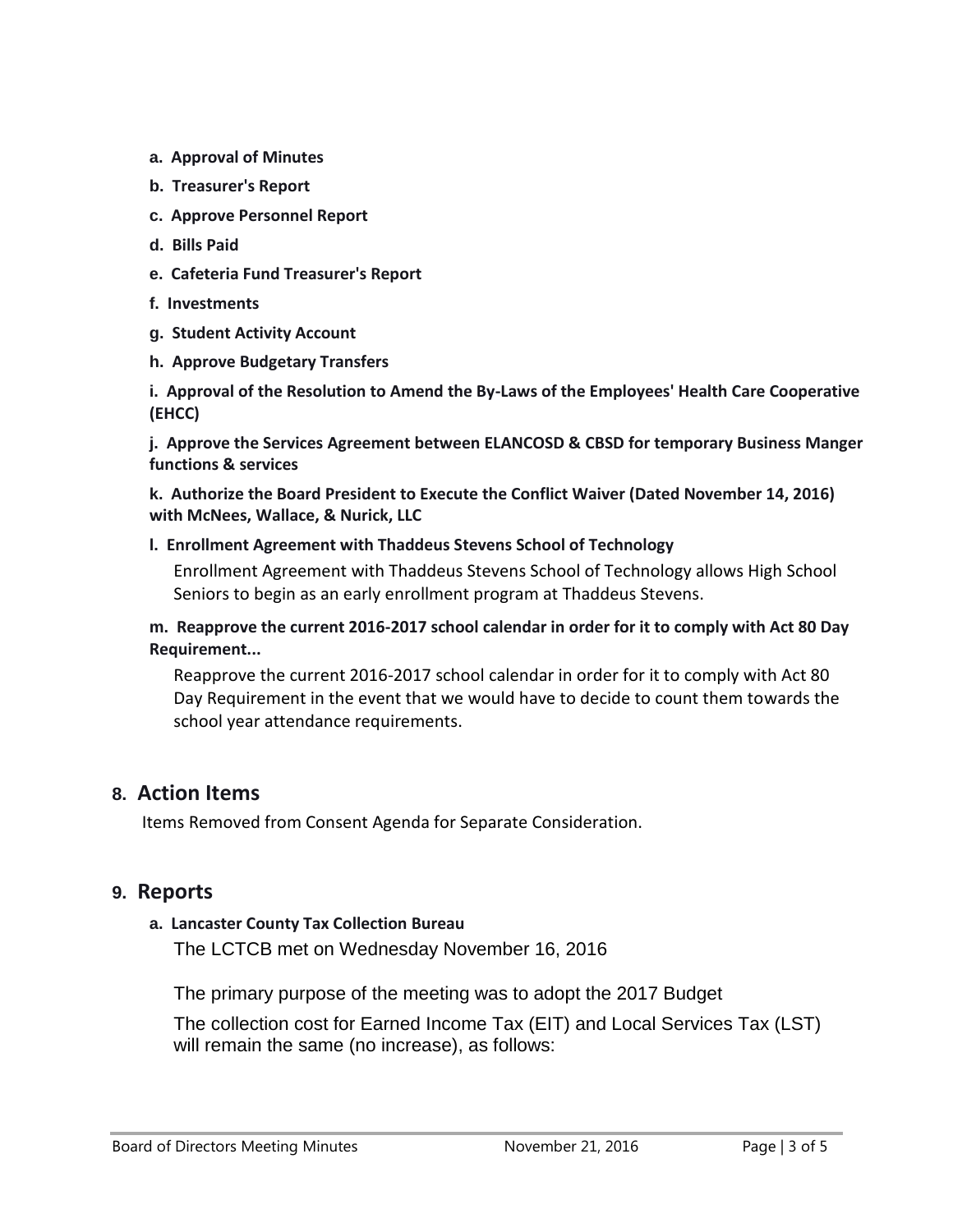**a. Approval of Minutes**

**b. Treasurer's Report**

**c. Approve Personnel Report**

**d. Bills Paid**

**e. Cafeteria Fund Treasurer's Report**

**f. Investments**

**g. Student Activity Account**

**h. Approve Budgetary Transfers**

**i. Approval of the Resolution to Amend the By-Laws of the Employees' Health Care Cooperative (EHCC)**

**j. Approve the Services Agreement between ELANCOSD & CBSD for temporary Business Manger functions & services**

**k. Authorize the Board President to Execute the Conflict Waiver (Dated November 14, 2016) with McNees, Wallace, & Nurick, LLC**

**l. Enrollment Agreement with Thaddeus Stevens School of Technology**

Enrollment Agreement with Thaddeus Stevens School of Technology allows High School Seniors to begin as an early enrollment program at Thaddeus Stevens.

**m. Reapprove the current 2016-2017 school calendar in order for it to comply with Act 80 Day Requirement...**

Reapprove the current 2016-2017 school calendar in order for it to comply with Act 80 Day Requirement in the event that we would have to decide to count them towards the school year attendance requirements.

## 8. Action Items

Items Removed from Consent Agenda for Separate Consideration.

## 9. Reports

**a. Lancaster County Tax Collection Bureau**

The LCTCB met on Wednesday November 16, 2016

The primary purpose of the meeting was to adopt the 2017 Budget

The collection cost for Earned Income Tax (EIT) and Local Services Tax (LST) will remain the same (no increase), as follows: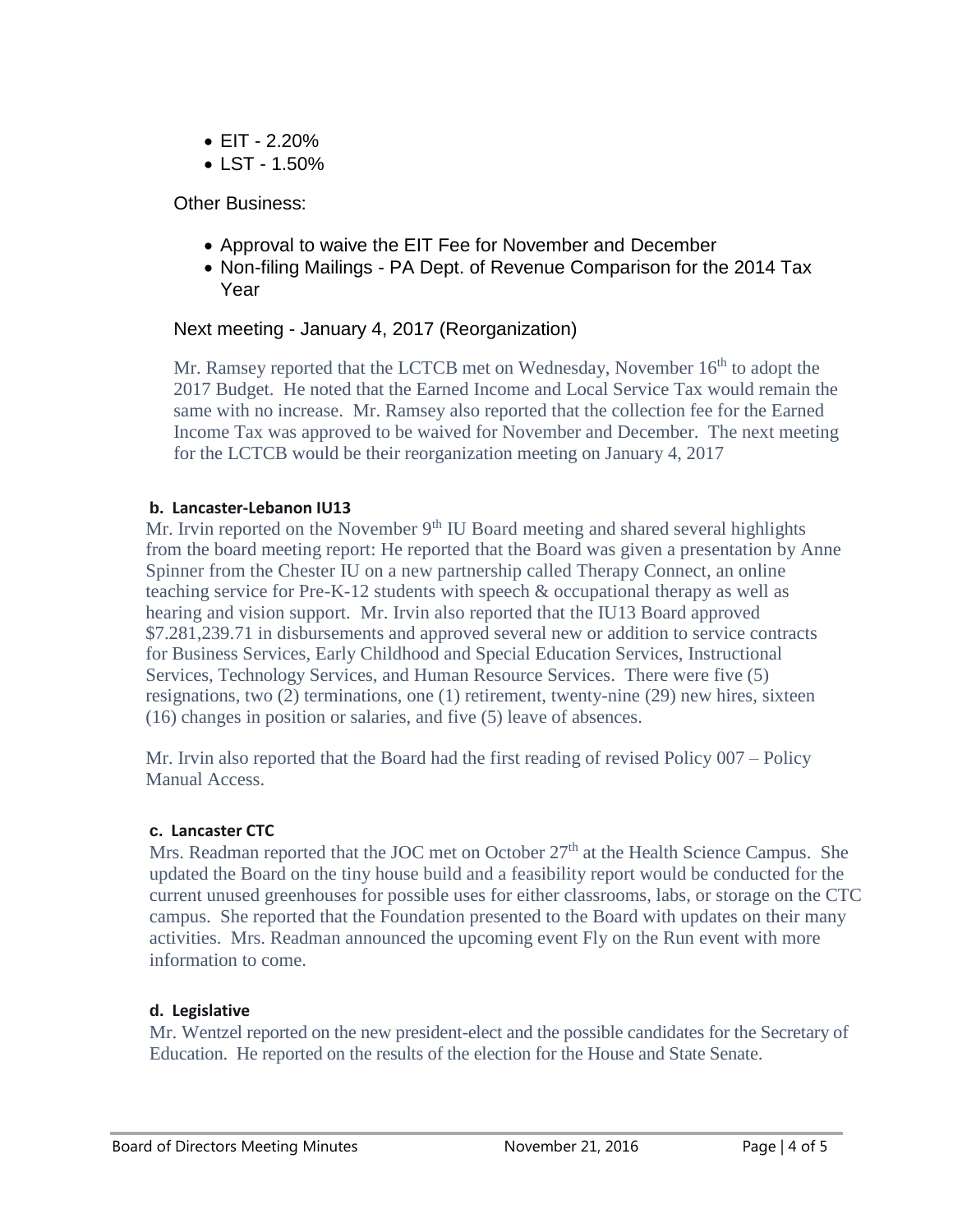- EIT - 2.20%
- LST - 1.50%

Other Business:

- Approval to waive the EIT Fee for November and December
- Non-filing Mailings - PA Dept. of Revenue Comparison for the 2014 Tax Year

Next meeting - January 4, 2017 (Reorganization)

Mr. Ramsey reported that the LCTCB met on Wednesday, November 16th to adopt the 2017 Budget. He noted that the Earned Income and Local Service Tax would remain the same with no increase. Mr. Ramsey also reported that the collection fee for the Earned Income Tax was approved to be waived for November and December. The next meeting for the LCTCB would be their reorganization meeting on January 4, 2017

**b. Lancaster-Lebanon IU13**

Mr. Irvin reported on the November 9th IU Board meeting and shared several highlights from the board meeting report: He reported that the Board was given a presentation by Anne Spinner from the Chester IU on a new partnership called Therapy Connect, an online teaching service for Pre-K-12 students with speech & occupational therapy as well as hearing and vision support. Mr. Irvin also reported that the IU13 Board approved $7.281,239.71 in disbursements and approved several new or addition to service contracts for Business Services, Early Childhood and Special Education Services, Instructional Services, Technology Services, and Human Resource Services. There were five (5) resignations, two (2) terminations, one (1) retirement, twenty-nine (29) new hires, sixteen (16) changes in position or salaries, and five (5) leave of absences.

Mr. Irvin also reported that the Board had the first reading of revised Policy 007 – Policy Manual Access.

**c. Lancaster CTC**

Mrs. Readman reported that the JOC met on October 27th at the Health Science Campus. She updated the Board on the tiny house build and a feasibility report would be conducted for the current unused greenhouses for possible uses for either classrooms, labs, or storage on the CTC campus. She reported that the Foundation presented to the Board with updates on their many activities. Mrs. Readman announced the upcoming event Fly on the Run event with more information to come.

**d. Legislative**

Mr. Wentzel reported on the new president-elect and the possible candidates for the Secretary of Education. He reported on the results of the election for the House and State Senate.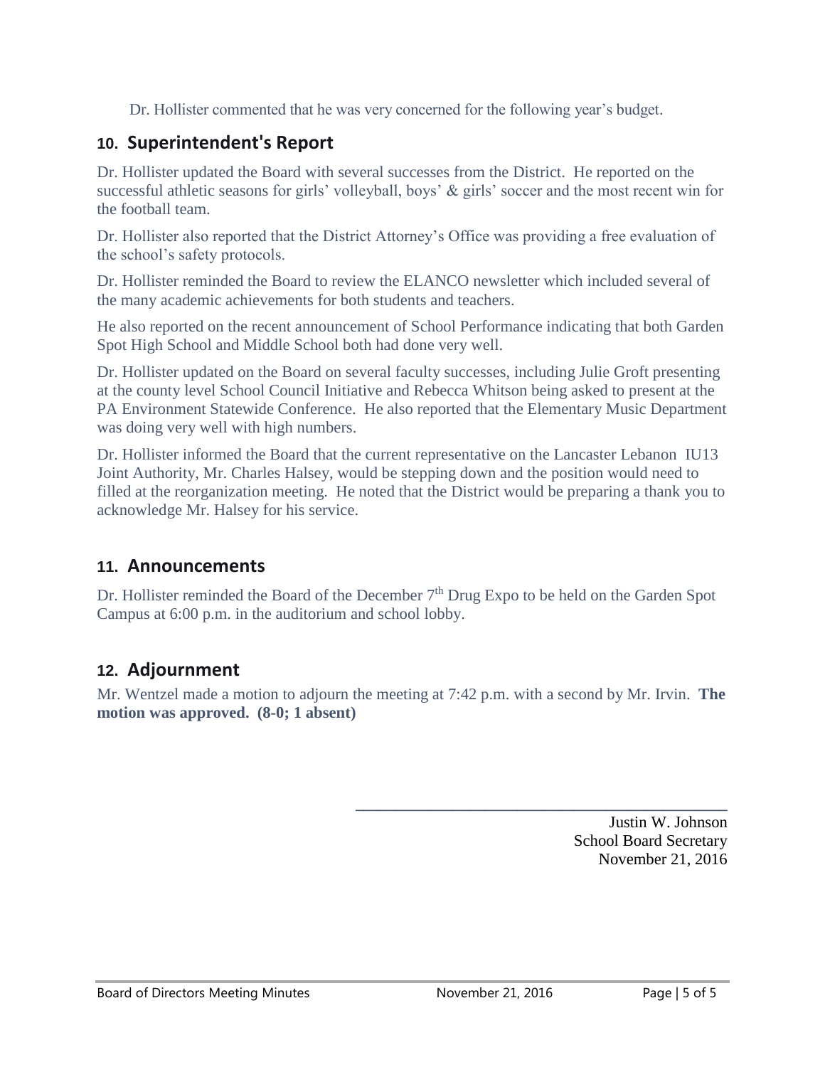Dr. Hollister commented that he was very concerned for the following year's budget.

## 10. Superintendent's Report

Dr. Hollister updated the Board with several successes from the District. He reported on the successful athletic seasons for girls' volleyball, boys' & girls' soccer and the most recent win for the football team.

Dr. Hollister also reported that the District Attorney's Office was providing a free evaluation of the school's safety protocols.

Dr. Hollister reminded the Board to review the ELANCO newsletter which included several of the many academic achievements for both students and teachers.

He also reported on the recent announcement of School Performance indicating that both Garden Spot High School and Middle School both had done very well.

Dr. Hollister updated on the Board on several faculty successes, including Julie Groft presenting at the county level School Council Initiative and Rebecca Whitson being asked to present at the PA Environment Statewide Conference. He also reported that the Elementary Music Department was doing very well with high numbers.

Dr. Hollister informed the Board that the current representative on the Lancaster Lebanon IU13 Joint Authority, Mr. Charles Halsey, would be stepping down and the position would need to filled at the reorganization meeting. He noted that the District would be preparing a thank you to acknowledge Mr. Halsey for his service.

## 11. Announcements

Dr. Hollister reminded the Board of the December 7th Drug Expo to be held on the Garden Spot Campus at 6:00 p.m. in the auditorium and school lobby.

## 12. Adjournment

Mr. Wentzel made a motion to adjourn the meeting at 7:42 p.m. with a second by Mr. Irvin. **The motion was approved. (8-0; 1 absent)**

\_\_\_\_\_\_\_\_\_\_\_\_\_\_\_\_\_\_\_\_\_\_\_\_\_\_\_\_\_\_\_\_\_\_\_\_\_\_\_\_

Justin W. Johnson
School Board Secretary
November 21, 2016